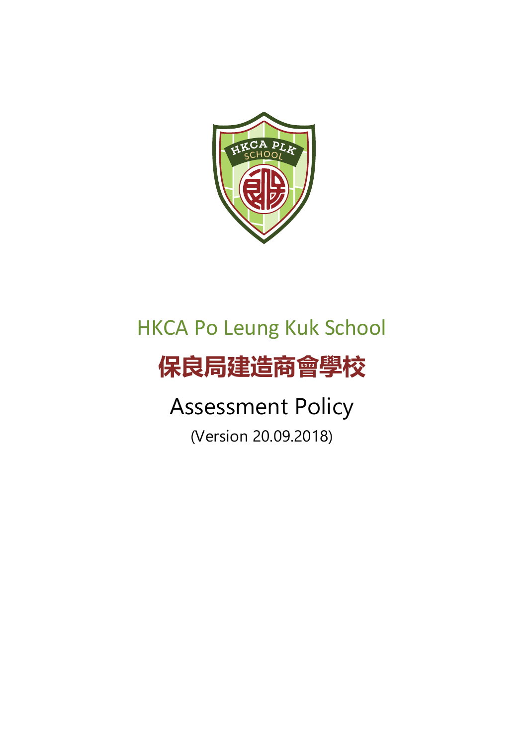# HKCA Po Leung Kuk School

# 保良局建造商會學校

## Assessment Policy

(Version 20.09.2018)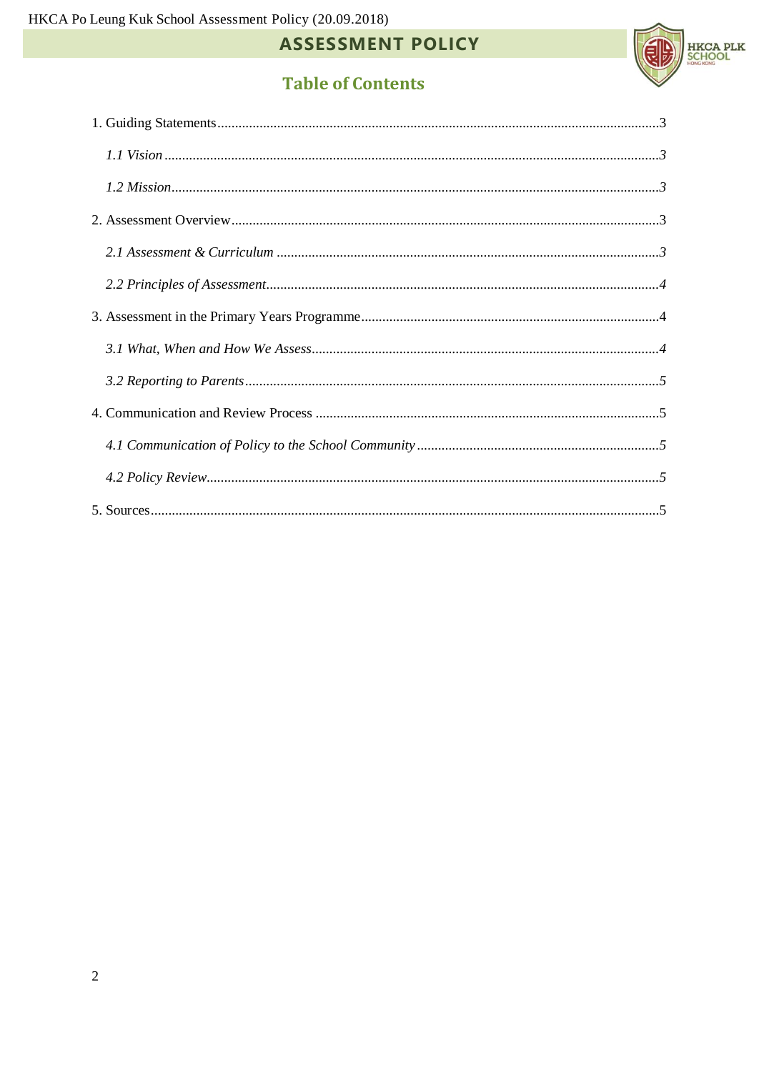# ASSESSMENT POLICY

## Table of Contents

1. Guiding Statements.....3
   - *1.1 Vision.....3*
   - *1.2 Mission.....3*
2. Assessment Overview.....3
   - *2.1 Assessment & Curriculum.....3*
   - *2.2 Principles of Assessment.....4*
3. Assessment in the Primary Years Programme.....4
   - *3.1 What, When and How We Assess.....4*
   - *3.2 Reporting to Parents.....5*
4. Communication and Review Process.....5
   - *4.1 Communication of Policy to the School Community.....5*
   - *4.2 Policy Review.....5*
5. Sources.....5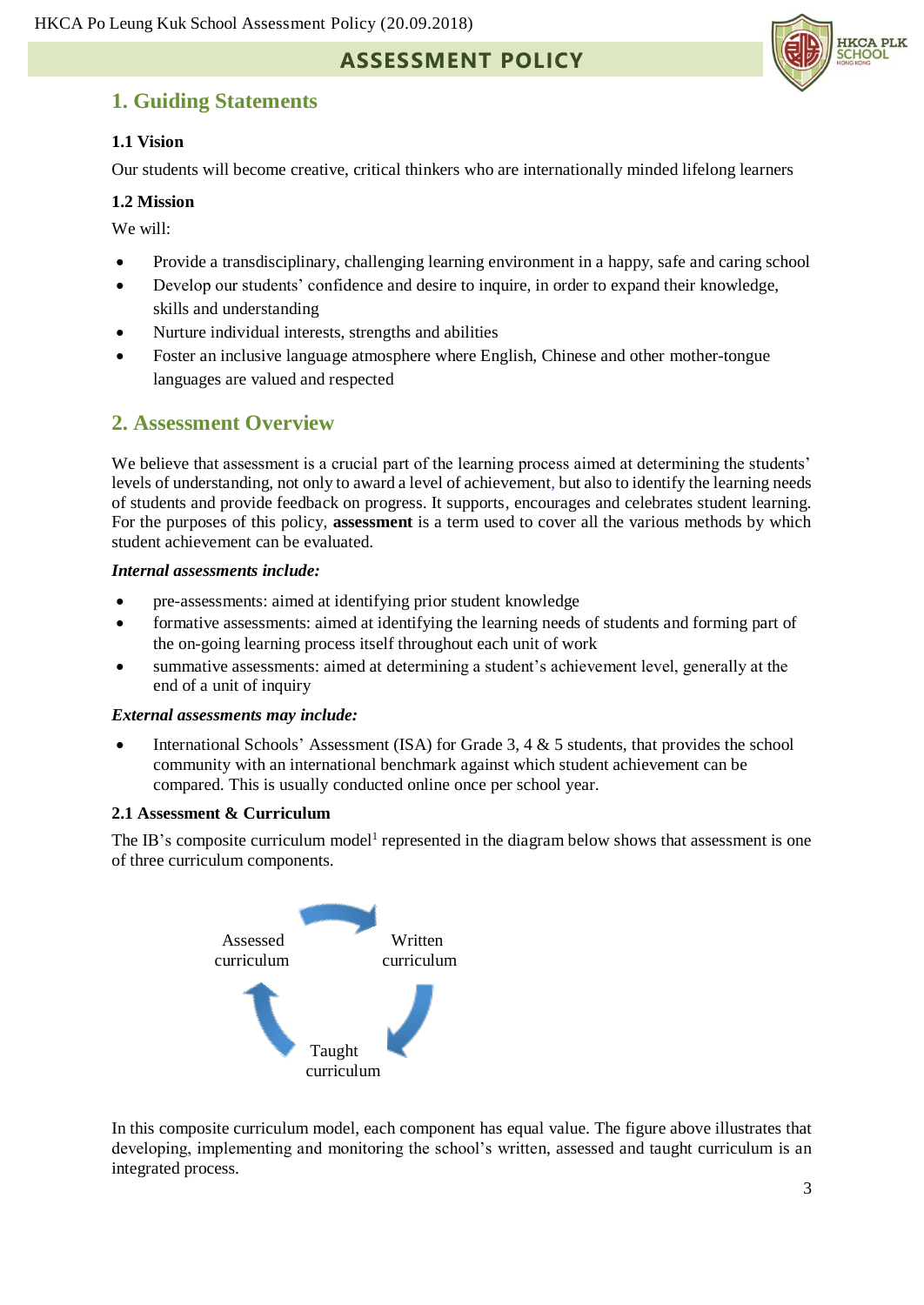# ASSESSMENT POLICY

## 1. Guiding Statements

### 1.1 Vision

Our students will become creative, critical thinkers who are internationally minded lifelong learners

### 1.2 Mission

We will:

- Provide a transdisciplinary, challenging learning environment in a happy, safe and caring school
- Develop our students' confidence and desire to inquire, in order to expand their knowledge, skills and understanding
- Nurture individual interests, strengths and abilities
- Foster an inclusive language atmosphere where English, Chinese and other mother-tongue languages are valued and respected

## 2. Assessment Overview

We believe that assessment is a crucial part of the learning process aimed at determining the students' levels of understanding, not only to award a level of achievement, but also to identify the learning needs of students and provide feedback on progress. It supports, encourages and celebrates student learning. For the purposes of this policy, **assessment** is a term used to cover all the various methods by which student achievement can be evaluated.

***Internal assessments include:***

- pre-assessments: aimed at identifying prior student knowledge
- formative assessments: aimed at identifying the learning needs of students and forming part of the on-going learning process itself throughout each unit of work
- summative assessments: aimed at determining a student's achievement level, generally at the end of a unit of inquiry

***External assessments may include:***

- International Schools' Assessment (ISA) for Grade 3, 4 & 5 students, that provides the school community with an international benchmark against which student achievement can be compared. This is usually conducted online once per school year.

### 2.1 Assessment & Curriculum

The IB's composite curriculum model[1] represented in the diagram below shows that assessment is one of three curriculum components.

Assessed curriculum → Written curriculum → Taught curriculum → Assessed curriculum

In this composite curriculum model, each component has equal value. The figure above illustrates that developing, implementing and monitoring the school's written, assessed and taught curriculum is an integrated process.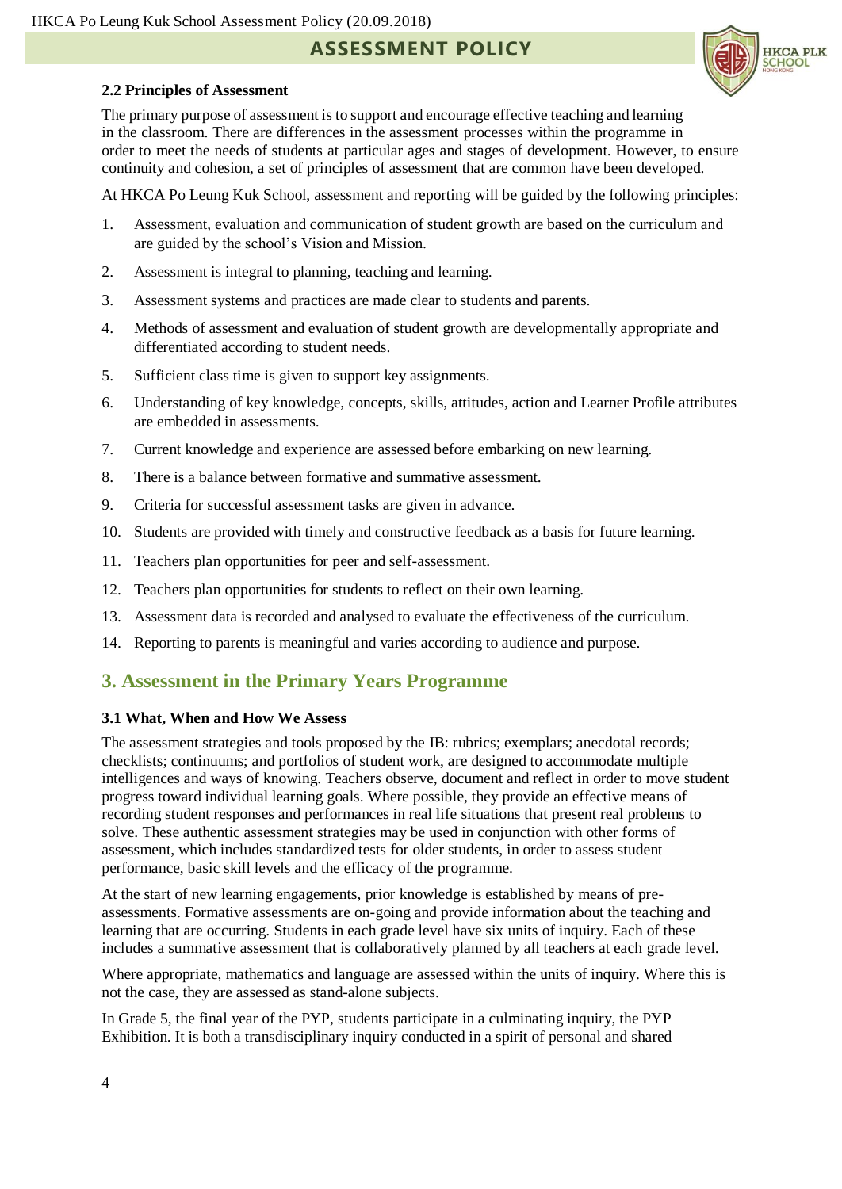### 2.2 Principles of Assessment

The primary purpose of assessment is to support and encourage effective teaching and learning in the classroom. There are differences in the assessment processes within the programme in order to meet the needs of students at particular ages and stages of development. However, to ensure continuity and cohesion, a set of principles of assessment that are common have been developed.

At HKCA Po Leung Kuk School, assessment and reporting will be guided by the following principles:

1. Assessment, evaluation and communication of student growth are based on the curriculum and are guided by the school's Vision and Mission.
2. Assessment is integral to planning, teaching and learning.
3. Assessment systems and practices are made clear to students and parents.
4. Methods of assessment and evaluation of student growth are developmentally appropriate and differentiated according to student needs.
5. Sufficient class time is given to support key assignments.
6. Understanding of key knowledge, concepts, skills, attitudes, action and Learner Profile attributes are embedded in assessments.
7. Current knowledge and experience are assessed before embarking on new learning.
8. There is a balance between formative and summative assessment.
9. Criteria for successful assessment tasks are given in advance.
10. Students are provided with timely and constructive feedback as a basis for future learning.
11. Teachers plan opportunities for peer and self-assessment.
12. Teachers plan opportunities for students to reflect on their own learning.
13. Assessment data is recorded and analysed to evaluate the effectiveness of the curriculum.
14. Reporting to parents is meaningful and varies according to audience and purpose.

## 3. Assessment in the Primary Years Programme

### 3.1 What, When and How We Assess

The assessment strategies and tools proposed by the IB: rubrics; exemplars; anecdotal records; checklists; continuums; and portfolios of student work, are designed to accommodate multiple intelligences and ways of knowing. Teachers observe, document and reflect in order to move student progress toward individual learning goals. Where possible, they provide an effective means of recording student responses and performances in real life situations that present real problems to solve. These authentic assessment strategies may be used in conjunction with other forms of assessment, which includes standardized tests for older students, in order to assess student performance, basic skill levels and the efficacy of the programme.

At the start of new learning engagements, prior knowledge is established by means of pre-assessments. Formative assessments are on-going and provide information about the teaching and learning that are occurring. Students in each grade level have six units of inquiry. Each of these includes a summative assessment that is collaboratively planned by all teachers at each grade level.

Where appropriate, mathematics and language are assessed within the units of inquiry. Where this is not the case, they are assessed as stand-alone subjects.

In Grade 5, the final year of the PYP, students participate in a culminating inquiry, the PYP Exhibition. It is both a transdisciplinary inquiry conducted in a spirit of personal and shared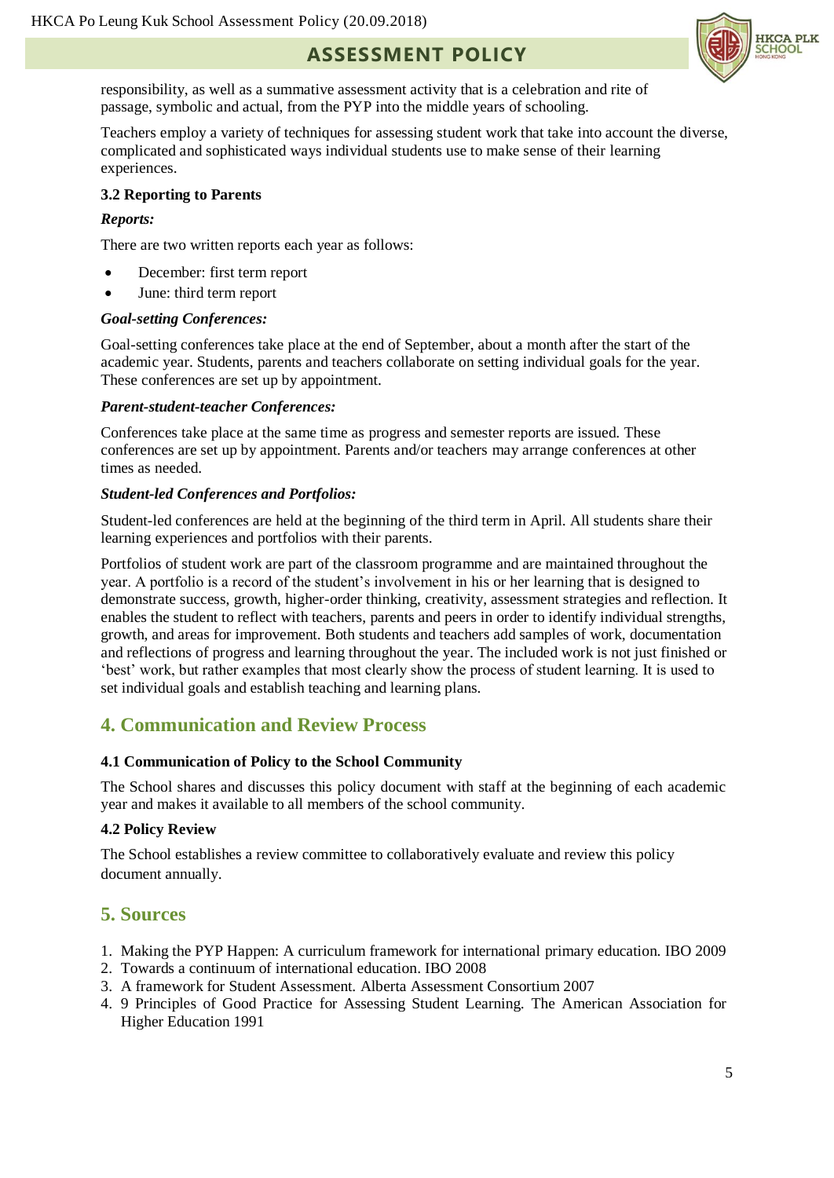responsibility, as well as a summative assessment activity that is a celebration and rite of passage, symbolic and actual, from the PYP into the middle years of schooling.

Teachers employ a variety of techniques for assessing student work that take into account the diverse, complicated and sophisticated ways individual students use to make sense of their learning experiences.

### 3.2 Reporting to Parents

***Reports:***

There are two written reports each year as follows:

- December: first term report
- June: third term report

***Goal-setting Conferences:***

Goal-setting conferences take place at the end of September, about a month after the start of the academic year. Students, parents and teachers collaborate on setting individual goals for the year. These conferences are set up by appointment.

***Parent-student-teacher Conferences:***

Conferences take place at the same time as progress and semester reports are issued. These conferences are set up by appointment. Parents and/or teachers may arrange conferences at other times as needed.

***Student-led Conferences and Portfolios:***

Student-led conferences are held at the beginning of the third term in April. All students share their learning experiences and portfolios with their parents.

Portfolios of student work are part of the classroom programme and are maintained throughout the year. A portfolio is a record of the student's involvement in his or her learning that is designed to demonstrate success, growth, higher-order thinking, creativity, assessment strategies and reflection. It enables the student to reflect with teachers, parents and peers in order to identify individual strengths, growth, and areas for improvement. Both students and teachers add samples of work, documentation and reflections of progress and learning throughout the year. The included work is not just finished or 'best' work, but rather examples that most clearly show the process of student learning. It is used to set individual goals and establish teaching and learning plans.

## 4. Communication and Review Process

### 4.1 Communication of Policy to the School Community

The School shares and discusses this policy document with staff at the beginning of each academic year and makes it available to all members of the school community.

### 4.2 Policy Review

The School establishes a review committee to collaboratively evaluate and review this policy document annually.

## 5. Sources

1. Making the PYP Happen: A curriculum framework for international primary education. IBO 2009
2. Towards a continuum of international education. IBO 2008
3. A framework for Student Assessment. Alberta Assessment Consortium 2007
4. 9 Principles of Good Practice for Assessing Student Learning. The American Association for Higher Education 1991